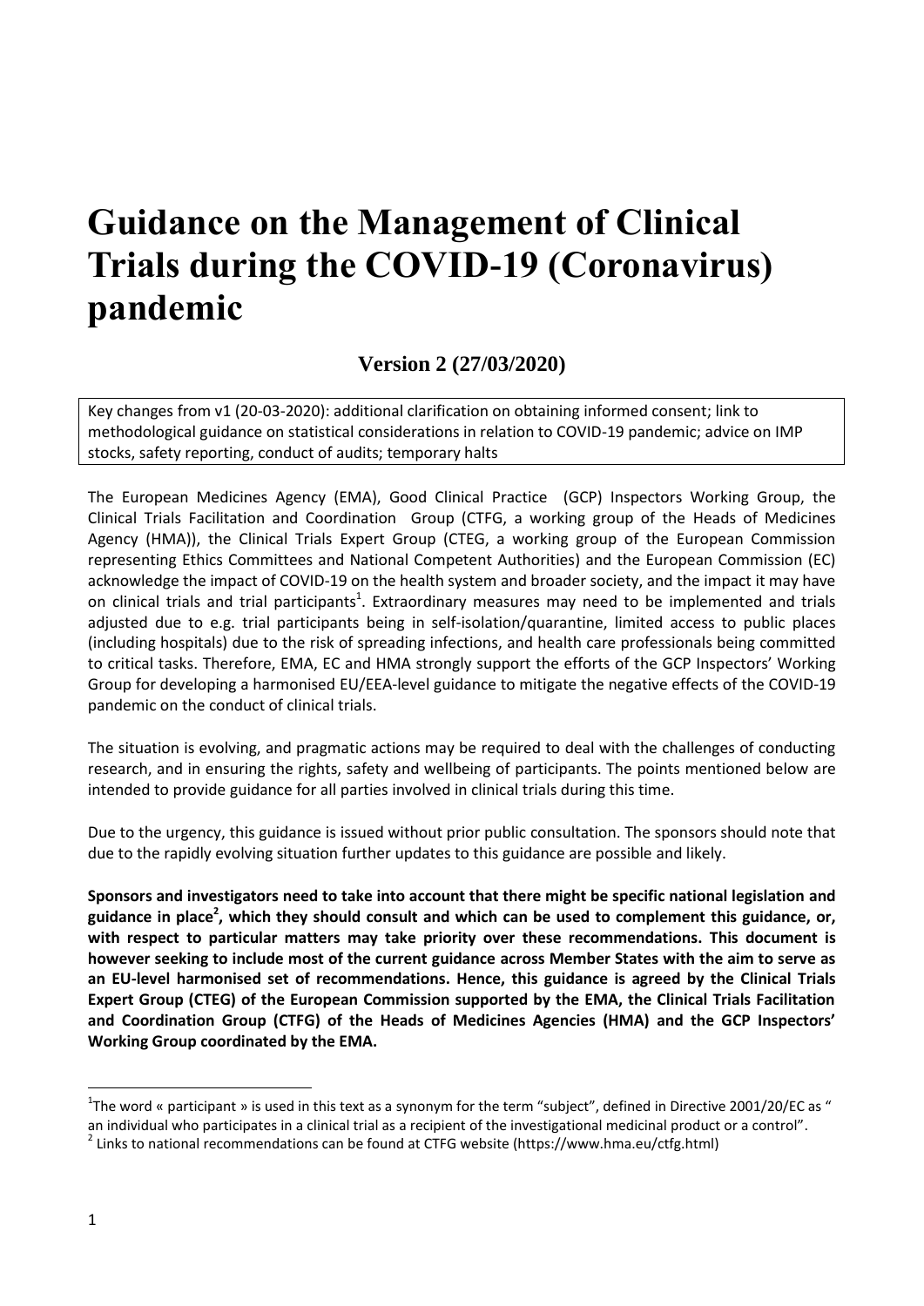# Guidance on the Management of Clinical Trials during the COVID-19 (Coronavirus) pandemic

**Version 2 (27/03/2020)**

Key changes from v1 (20-03-2020): additional clarification on obtaining informed consent; link to methodological guidance on statistical considerations in relation to COVID-19 pandemic; advice on IMP stocks, safety reporting, conduct of audits; temporary halts

The European Medicines Agency (EMA), Good Clinical Practice (GCP) Inspectors Working Group, the Clinical Trials Facilitation and Coordination Group (CTFG, a working group of the Heads of Medicines Agency (HMA)), the Clinical Trials Expert Group (CTEG, a working group of the European Commission representing Ethics Committees and National Competent Authorities) and the European Commission (EC) acknowledge the impact of COVID-19 on the health system and broader society, and the impact it may have on clinical trials and trial participants[1]. Extraordinary measures may need to be implemented and trials adjusted due to e.g. trial participants being in self-isolation/quarantine, limited access to public places (including hospitals) due to the risk of spreading infections, and health care professionals being committed to critical tasks. Therefore, EMA, EC and HMA strongly support the efforts of the GCP Inspectors' Working Group for developing a harmonised EU/EEA-level guidance to mitigate the negative effects of the COVID-19 pandemic on the conduct of clinical trials.

The situation is evolving, and pragmatic actions may be required to deal with the challenges of conducting research, and in ensuring the rights, safety and wellbeing of participants. The points mentioned below are intended to provide guidance for all parties involved in clinical trials during this time.

Due to the urgency, this guidance is issued without prior public consultation. The sponsors should note that due to the rapidly evolving situation further updates to this guidance are possible and likely.

**Sponsors and investigators need to take into account that there might be specific national legislation and guidance in place[2], which they should consult and which can be used to complement this guidance, or, with respect to particular matters may take priority over these recommendations. This document is however seeking to include most of the current guidance across Member States with the aim to serve as an EU-level harmonised set of recommendations. Hence, this guidance is agreed by the Clinical Trials Expert Group (CTEG) of the European Commission supported by the EMA, the Clinical Trials Facilitation and Coordination Group (CTFG) of the Heads of Medicines Agencies (HMA) and the GCP Inspectors' Working Group coordinated by the EMA.**

---

[1] The word « participant » is used in this text as a synonym for the term "subject", defined in Directive 2001/20/EC as " an individual who participates in a clinical trial as a recipient of the investigational medicinal product or a control".

[2] Links to national recommendations can be found at CTFG website (https://www.hma.eu/ctfg.html)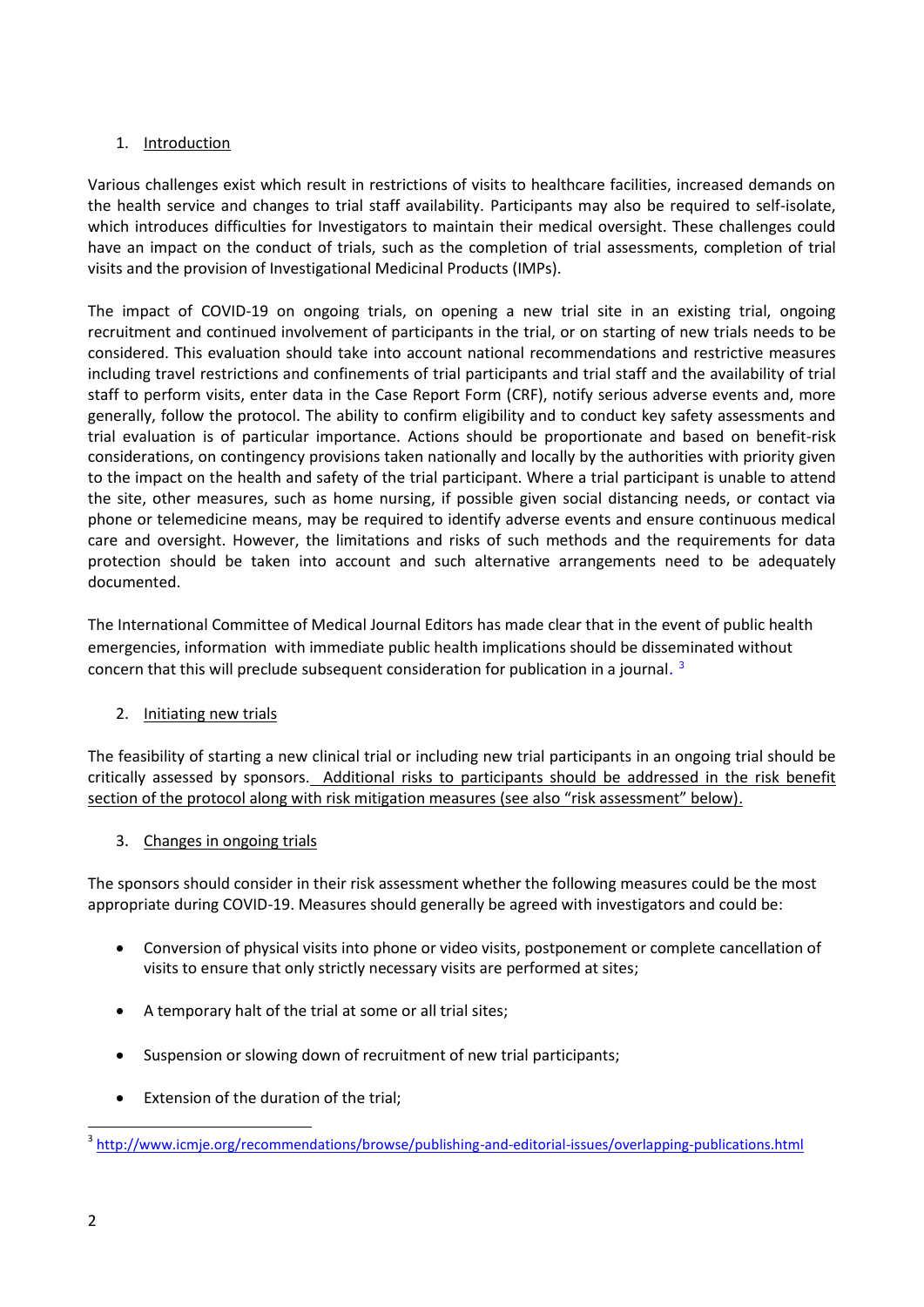## 1. Introduction

Various challenges exist which result in restrictions of visits to healthcare facilities, increased demands on the health service and changes to trial staff availability. Participants may also be required to self-isolate, which introduces difficulties for Investigators to maintain their medical oversight. These challenges could have an impact on the conduct of trials, such as the completion of trial assessments, completion of trial visits and the provision of Investigational Medicinal Products (IMPs).

The impact of COVID-19 on ongoing trials, on opening a new trial site in an existing trial, ongoing recruitment and continued involvement of participants in the trial, or on starting of new trials needs to be considered. This evaluation should take into account national recommendations and restrictive measures including travel restrictions and confinements of trial participants and trial staff and the availability of trial staff to perform visits, enter data in the Case Report Form (CRF), notify serious adverse events and, more generally, follow the protocol. The ability to confirm eligibility and to conduct key safety assessments and trial evaluation is of particular importance. Actions should be proportionate and based on benefit-risk considerations, on contingency provisions taken nationally and locally by the authorities with priority given to the impact on the health and safety of the trial participant. Where a trial participant is unable to attend the site, other measures, such as home nursing, if possible given social distancing needs, or contact via phone or telemedicine means, may be required to identify adverse events and ensure continuous medical care and oversight. However, the limitations and risks of such methods and the requirements for data protection should be taken into account and such alternative arrangements need to be adequately documented.

The International Committee of Medical Journal Editors has made clear that in the event of public health emergencies, information with immediate public health implications should be disseminated without concern that this will preclude subsequent consideration for publication in a journal. [3]

## 2. Initiating new trials

The feasibility of starting a new clinical trial or including new trial participants in an ongoing trial should be critically assessed by sponsors. Additional risks to participants should be addressed in the risk benefit section of the protocol along with risk mitigation measures (see also "risk assessment" below).

## 3. Changes in ongoing trials

The sponsors should consider in their risk assessment whether the following measures could be the most appropriate during COVID-19. Measures should generally be agreed with investigators and could be:

- Conversion of physical visits into phone or video visits, postponement or complete cancellation of visits to ensure that only strictly necessary visits are performed at sites;
- A temporary halt of the trial at some or all trial sites;
- Suspension or slowing down of recruitment of new trial participants;
- Extension of the duration of the trial;

[3] http://www.icmje.org/recommendations/browse/publishing-and-editorial-issues/overlapping-publications.html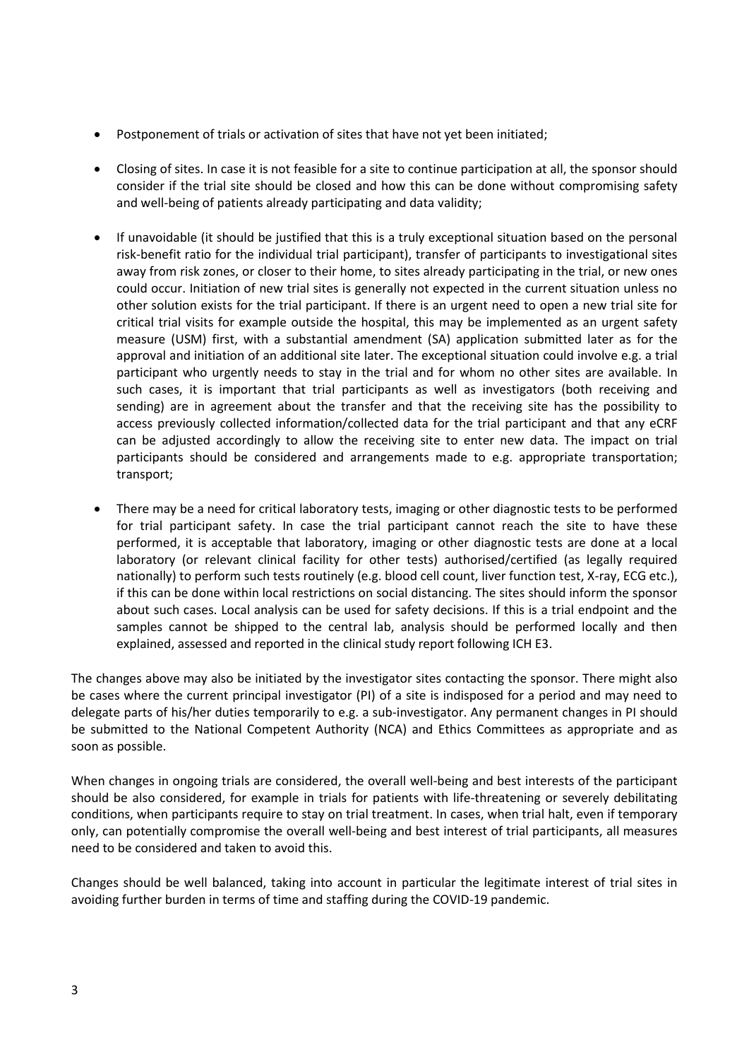- Postponement of trials or activation of sites that have not yet been initiated;

- Closing of sites. In case it is not feasible for a site to continue participation at all, the sponsor should consider if the trial site should be closed and how this can be done without compromising safety and well-being of patients already participating and data validity;

- If unavoidable (it should be justified that this is a truly exceptional situation based on the personal risk-benefit ratio for the individual trial participant), transfer of participants to investigational sites away from risk zones, or closer to their home, to sites already participating in the trial, or new ones could occur. Initiation of new trial sites is generally not expected in the current situation unless no other solution exists for the trial participant. If there is an urgent need to open a new trial site for critical trial visits for example outside the hospital, this may be implemented as an urgent safety measure (USM) first, with a substantial amendment (SA) application submitted later as for the approval and initiation of an additional site later. The exceptional situation could involve e.g. a trial participant who urgently needs to stay in the trial and for whom no other sites are available. In such cases, it is important that trial participants as well as investigators (both receiving and sending) are in agreement about the transfer and that the receiving site has the possibility to access previously collected information/collected data for the trial participant and that any eCRF can be adjusted accordingly to allow the receiving site to enter new data. The impact on trial participants should be considered and arrangements made to e.g. appropriate transportation; transport;

- There may be a need for critical laboratory tests, imaging or other diagnostic tests to be performed for trial participant safety. In case the trial participant cannot reach the site to have these performed, it is acceptable that laboratory, imaging or other diagnostic tests are done at a local laboratory (or relevant clinical facility for other tests) authorised/certified (as legally required nationally) to perform such tests routinely (e.g. blood cell count, liver function test, X-ray, ECG etc.), if this can be done within local restrictions on social distancing. The sites should inform the sponsor about such cases. Local analysis can be used for safety decisions. If this is a trial endpoint and the samples cannot be shipped to the central lab, analysis should be performed locally and then explained, assessed and reported in the clinical study report following ICH E3.

The changes above may also be initiated by the investigator sites contacting the sponsor. There might also be cases where the current principal investigator (PI) of a site is indisposed for a period and may need to delegate parts of his/her duties temporarily to e.g. a sub-investigator. Any permanent changes in PI should be submitted to the National Competent Authority (NCA) and Ethics Committees as appropriate and as soon as possible.

When changes in ongoing trials are considered, the overall well-being and best interests of the participant should be also considered, for example in trials for patients with life-threatening or severely debilitating conditions, when participants require to stay on trial treatment. In cases, when trial halt, even if temporary only, can potentially compromise the overall well-being and best interest of trial participants, all measures need to be considered and taken to avoid this.

Changes should be well balanced, taking into account in particular the legitimate interest of trial sites in avoiding further burden in terms of time and staffing during the COVID-19 pandemic.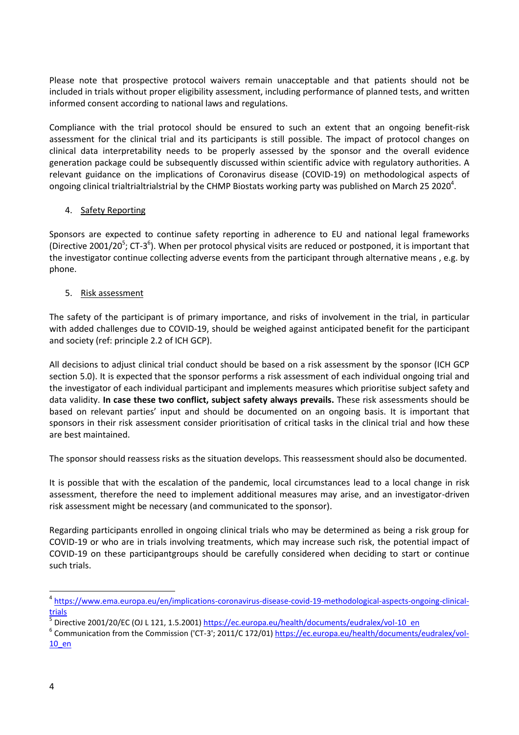Please note that prospective protocol waivers remain unacceptable and that patients should not be included in trials without proper eligibility assessment, including performance of planned tests, and written informed consent according to national laws and regulations.

Compliance with the trial protocol should be ensured to such an extent that an ongoing benefit-risk assessment for the clinical trial and its participants is still possible. The impact of protocol changes on clinical data interpretability needs to be properly assessed by the sponsor and the overall evidence generation package could be subsequently discussed within scientific advice with regulatory authorities. A relevant guidance on the implications of Coronavirus disease (COVID-19) on methodological aspects of ongoing clinical trialtrialtrialstrial by the CHMP Biostats working party was published on March 25 2020[4].

4. Safety Reporting

Sponsors are expected to continue safety reporting in adherence to EU and national legal frameworks (Directive 2001/20[5]; CT-3[6]). When per protocol physical visits are reduced or postponed, it is important that the investigator continue collecting adverse events from the participant through alternative means , e.g. by phone.

5. Risk assessment

The safety of the participant is of primary importance, and risks of involvement in the trial, in particular with added challenges due to COVID-19, should be weighed against anticipated benefit for the participant and society (ref: principle 2.2 of ICH GCP).

All decisions to adjust clinical trial conduct should be based on a risk assessment by the sponsor (ICH GCP section 5.0). It is expected that the sponsor performs a risk assessment of each individual ongoing trial and the investigator of each individual participant and implements measures which prioritise subject safety and data validity. **In case these two conflict, subject safety always prevails.** These risk assessments should be based on relevant parties' input and should be documented on an ongoing basis. It is important that sponsors in their risk assessment consider prioritisation of critical tasks in the clinical trial and how these are best maintained.

The sponsor should reassess risks as the situation develops. This reassessment should also be documented.

It is possible that with the escalation of the pandemic, local circumstances lead to a local change in risk assessment, therefore the need to implement additional measures may arise, and an investigator-driven risk assessment might be necessary (and communicated to the sponsor).

Regarding participants enrolled in ongoing clinical trials who may be determined as being a risk group for COVID-19 or who are in trials involving treatments, which may increase such risk, the potential impact of COVID-19 on these participantgroups should be carefully considered when deciding to start or continue such trials.

---

[4] https://www.ema.europa.eu/en/implications-coronavirus-disease-covid-19-methodological-aspects-ongoing-clinical-trials

[5] Directive 2001/20/EC (OJ L 121, 1.5.2001) https://ec.europa.eu/health/documents/eudralex/vol-10_en

[6] Communication from the Commission ('CT-3'; 2011/C 172/01) https://ec.europa.eu/health/documents/eudralex/vol-10_en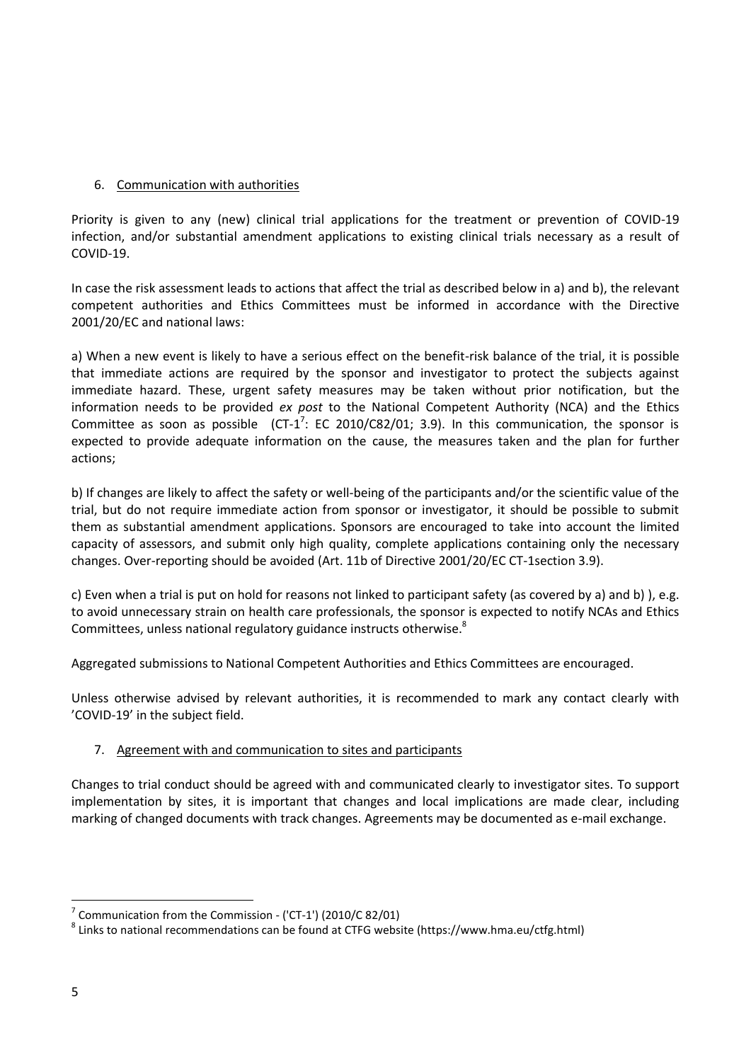## 6. Communication with authorities

Priority is given to any (new) clinical trial applications for the treatment or prevention of COVID-19 infection, and/or substantial amendment applications to existing clinical trials necessary as a result of COVID-19.

In case the risk assessment leads to actions that affect the trial as described below in a) and b), the relevant competent authorities and Ethics Committees must be informed in accordance with the Directive 2001/20/EC and national laws:

a) When a new event is likely to have a serious effect on the benefit-risk balance of the trial, it is possible that immediate actions are required by the sponsor and investigator to protect the subjects against immediate hazard. These, urgent safety measures may be taken without prior notification, but the information needs to be provided *ex post* to the National Competent Authority (NCA) and the Ethics Committee as soon as possible (CT-1[7]: EC 2010/C82/01; 3.9). In this communication, the sponsor is expected to provide adequate information on the cause, the measures taken and the plan for further actions;

b) If changes are likely to affect the safety or well-being of the participants and/or the scientific value of the trial, but do not require immediate action from sponsor or investigator, it should be possible to submit them as substantial amendment applications. Sponsors are encouraged to take into account the limited capacity of assessors, and submit only high quality, complete applications containing only the necessary changes. Over-reporting should be avoided (Art. 11b of Directive 2001/20/EC CT-1section 3.9).

c) Even when a trial is put on hold for reasons not linked to participant safety (as covered by a) and b) ), e.g. to avoid unnecessary strain on health care professionals, the sponsor is expected to notify NCAs and Ethics Committees, unless national regulatory guidance instructs otherwise.[8]

Aggregated submissions to National Competent Authorities and Ethics Committees are encouraged.

Unless otherwise advised by relevant authorities, it is recommended to mark any contact clearly with 'COVID-19' in the subject field.

## 7. Agreement with and communication to sites and participants

Changes to trial conduct should be agreed with and communicated clearly to investigator sites. To support implementation by sites, it is important that changes and local implications are made clear, including marking of changed documents with track changes. Agreements may be documented as e-mail exchange.

---

[7] Communication from the Commission - ('CT-1') (2010/C 82/01)

[8] Links to national recommendations can be found at CTFG website (https://www.hma.eu/ctfg.html)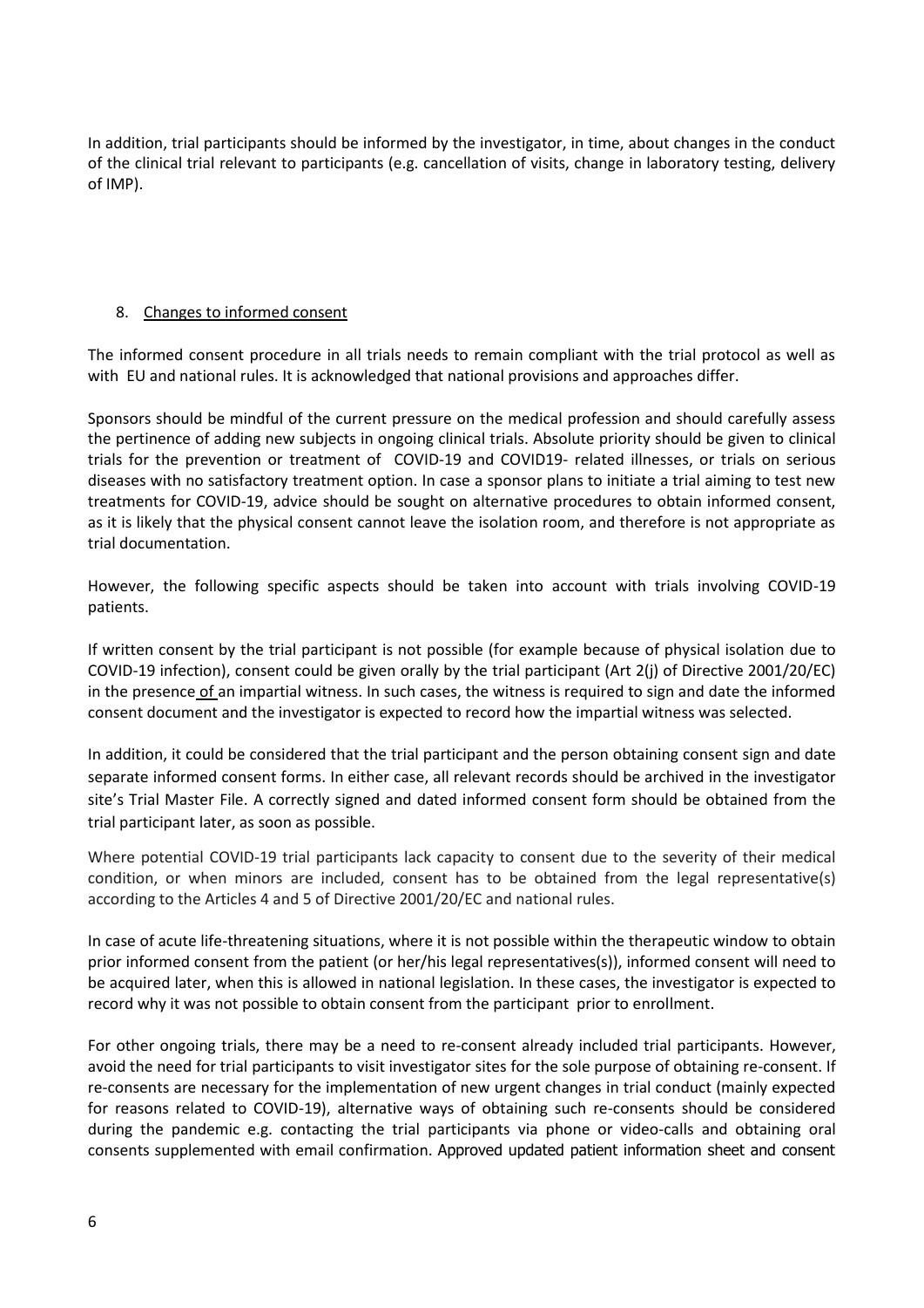In addition, trial participants should be informed by the investigator, in time, about changes in the conduct of the clinical trial relevant to participants (e.g. cancellation of visits, change in laboratory testing, delivery of IMP).

8. Changes to informed consent

The informed consent procedure in all trials needs to remain compliant with the trial protocol as well as with EU and national rules. It is acknowledged that national provisions and approaches differ.

Sponsors should be mindful of the current pressure on the medical profession and should carefully assess the pertinence of adding new subjects in ongoing clinical trials. Absolute priority should be given to clinical trials for the prevention or treatment of COVID-19 and COVID19- related illnesses, or trials on serious diseases with no satisfactory treatment option. In case a sponsor plans to initiate a trial aiming to test new treatments for COVID-19, advice should be sought on alternative procedures to obtain informed consent, as it is likely that the physical consent cannot leave the isolation room, and therefore is not appropriate as trial documentation.

However, the following specific aspects should be taken into account with trials involving COVID-19 patients.

If written consent by the trial participant is not possible (for example because of physical isolation due to COVID-19 infection), consent could be given orally by the trial participant (Art 2(j) of Directive 2001/20/EC) in the presence of an impartial witness. In such cases, the witness is required to sign and date the informed consent document and the investigator is expected to record how the impartial witness was selected.

In addition, it could be considered that the trial participant and the person obtaining consent sign and date separate informed consent forms. In either case, all relevant records should be archived in the investigator site's Trial Master File. A correctly signed and dated informed consent form should be obtained from the trial participant later, as soon as possible.

Where potential COVID-19 trial participants lack capacity to consent due to the severity of their medical condition, or when minors are included, consent has to be obtained from the legal representative(s) according to the Articles 4 and 5 of Directive 2001/20/EC and national rules.

In case of acute life-threatening situations, where it is not possible within the therapeutic window to obtain prior informed consent from the patient (or her/his legal representatives(s)), informed consent will need to be acquired later, when this is allowed in national legislation. In these cases, the investigator is expected to record why it was not possible to obtain consent from the participant prior to enrollment.

For other ongoing trials, there may be a need to re-consent already included trial participants. However, avoid the need for trial participants to visit investigator sites for the sole purpose of obtaining re-consent. If re-consents are necessary for the implementation of new urgent changes in trial conduct (mainly expected for reasons related to COVID-19), alternative ways of obtaining such re-consents should be considered during the pandemic e.g. contacting the trial participants via phone or video-calls and obtaining oral consents supplemented with email confirmation. Approved updated patient information sheet and consent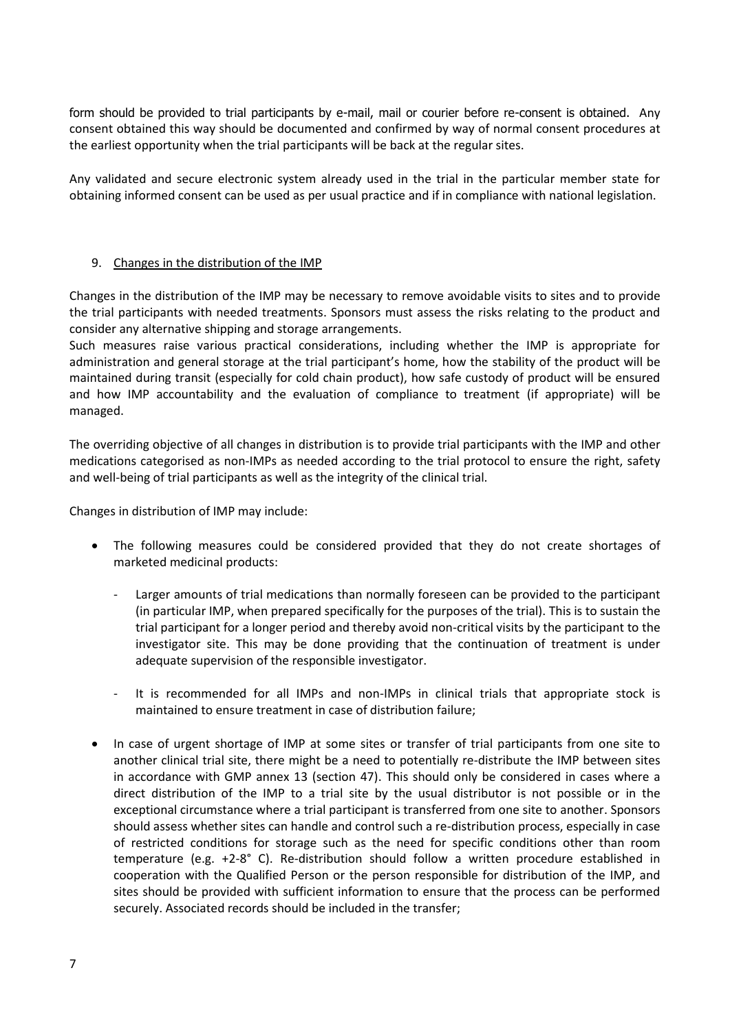form should be provided to trial participants by e-mail, mail or courier before re-consent is obtained. Any consent obtained this way should be documented and confirmed by way of normal consent procedures at the earliest opportunity when the trial participants will be back at the regular sites.

Any validated and secure electronic system already used in the trial in the particular member state for obtaining informed consent can be used as per usual practice and if in compliance with national legislation.

## 9. Changes in the distribution of the IMP

Changes in the distribution of the IMP may be necessary to remove avoidable visits to sites and to provide the trial participants with needed treatments. Sponsors must assess the risks relating to the product and consider any alternative shipping and storage arrangements.
Such measures raise various practical considerations, including whether the IMP is appropriate for administration and general storage at the trial participant's home, how the stability of the product will be maintained during transit (especially for cold chain product), how safe custody of product will be ensured and how IMP accountability and the evaluation of compliance to treatment (if appropriate) will be managed.

The overriding objective of all changes in distribution is to provide trial participants with the IMP and other medications categorised as non-IMPs as needed according to the trial protocol to ensure the right, safety and well-being of trial participants as well as the integrity of the clinical trial.

Changes in distribution of IMP may include:

- The following measures could be considered provided that they do not create shortages of marketed medicinal products:
  - Larger amounts of trial medications than normally foreseen can be provided to the participant (in particular IMP, when prepared specifically for the purposes of the trial). This is to sustain the trial participant for a longer period and thereby avoid non-critical visits by the participant to the investigator site. This may be done providing that the continuation of treatment is under adequate supervision of the responsible investigator.
  - It is recommended for all IMPs and non-IMPs in clinical trials that appropriate stock is maintained to ensure treatment in case of distribution failure;
- In case of urgent shortage of IMP at some sites or transfer of trial participants from one site to another clinical trial site, there might be a need to potentially re-distribute the IMP between sites in accordance with GMP annex 13 (section 47). This should only be considered in cases where a direct distribution of the IMP to a trial site by the usual distributor is not possible or in the exceptional circumstance where a trial participant is transferred from one site to another. Sponsors should assess whether sites can handle and control such a re-distribution process, especially in case of restricted conditions for storage such as the need for specific conditions other than room temperature (e.g. +2-8° C). Re-distribution should follow a written procedure established in cooperation with the Qualified Person or the person responsible for distribution of the IMP, and sites should be provided with sufficient information to ensure that the process can be performed securely. Associated records should be included in the transfer;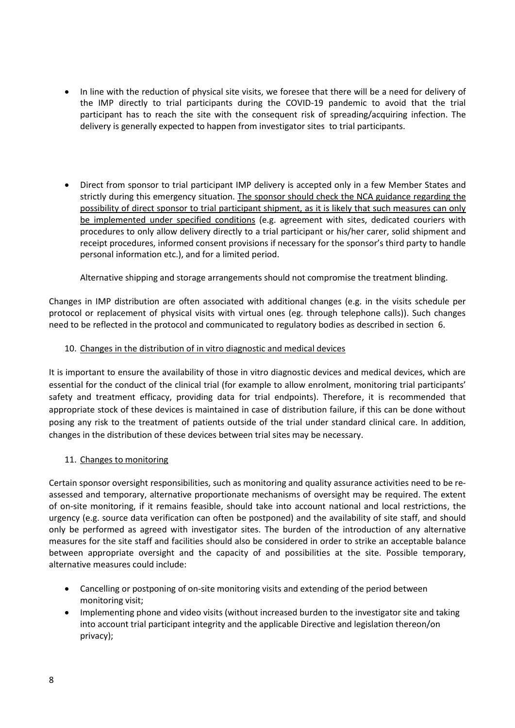- In line with the reduction of physical site visits, we foresee that there will be a need for delivery of the IMP directly to trial participants during the COVID-19 pandemic to avoid that the trial participant has to reach the site with the consequent risk of spreading/acquiring infection. The delivery is generally expected to happen from investigator sites to trial participants.

- Direct from sponsor to trial participant IMP delivery is accepted only in a few Member States and strictly during this emergency situation. The sponsor should check the NCA guidance regarding the possibility of direct sponsor to trial participant shipment, as it is likely that such measures can only be implemented under specified conditions (e.g. agreement with sites, dedicated couriers with procedures to only allow delivery directly to a trial participant or his/her carer, solid shipment and receipt procedures, informed consent provisions if necessary for the sponsor's third party to handle personal information etc.), and for a limited period.

  Alternative shipping and storage arrangements should not compromise the treatment blinding.

Changes in IMP distribution are often associated with additional changes (e.g. in the visits schedule per protocol or replacement of physical visits with virtual ones (eg. through telephone calls)). Such changes need to be reflected in the protocol and communicated to regulatory bodies as described in section 6.

10. Changes in the distribution of in vitro diagnostic and medical devices

It is important to ensure the availability of those in vitro diagnostic devices and medical devices, which are essential for the conduct of the clinical trial (for example to allow enrolment, monitoring trial participants' safety and treatment efficacy, providing data for trial endpoints). Therefore, it is recommended that appropriate stock of these devices is maintained in case of distribution failure, if this can be done without posing any risk to the treatment of patients outside of the trial under standard clinical care. In addition, changes in the distribution of these devices between trial sites may be necessary.

11. Changes to monitoring

Certain sponsor oversight responsibilities, such as monitoring and quality assurance activities need to be re-assessed and temporary, alternative proportionate mechanisms of oversight may be required. The extent of on-site monitoring, if it remains feasible, should take into account national and local restrictions, the urgency (e.g. source data verification can often be postponed) and the availability of site staff, and should only be performed as agreed with investigator sites. The burden of the introduction of any alternative measures for the site staff and facilities should also be considered in order to strike an acceptable balance between appropriate oversight and the capacity of and possibilities at the site. Possible temporary, alternative measures could include:

- Cancelling or postponing of on-site monitoring visits and extending of the period between monitoring visit;
- Implementing phone and video visits (without increased burden to the investigator site and taking into account trial participant integrity and the applicable Directive and legislation thereon/on privacy);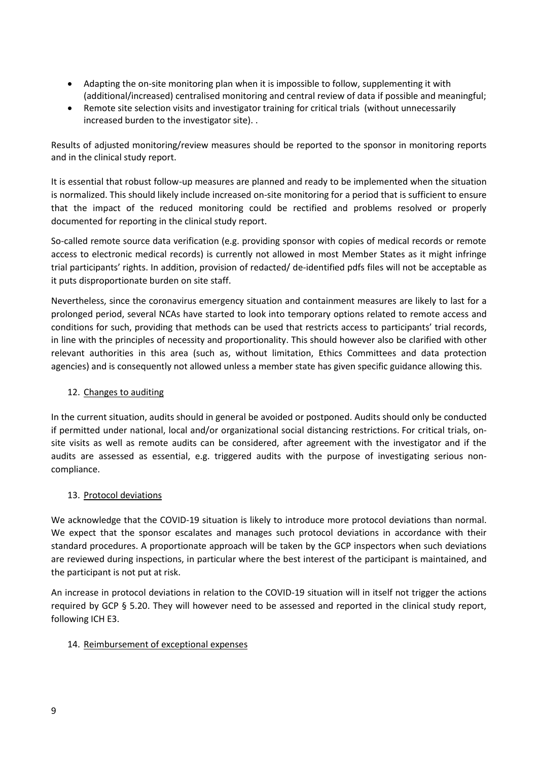- Adapting the on-site monitoring plan when it is impossible to follow, supplementing it with (additional/increased) centralised monitoring and central review of data if possible and meaningful;
- Remote site selection visits and investigator training for critical trials (without unnecessarily increased burden to the investigator site). .

Results of adjusted monitoring/review measures should be reported to the sponsor in monitoring reports and in the clinical study report.

It is essential that robust follow-up measures are planned and ready to be implemented when the situation is normalized. This should likely include increased on-site monitoring for a period that is sufficient to ensure that the impact of the reduced monitoring could be rectified and problems resolved or properly documented for reporting in the clinical study report.

So-called remote source data verification (e.g. providing sponsor with copies of medical records or remote access to electronic medical records) is currently not allowed in most Member States as it might infringe trial participants' rights. In addition, provision of redacted/ de-identified pdfs files will not be acceptable as it puts disproportionate burden on site staff.

Nevertheless, since the coronavirus emergency situation and containment measures are likely to last for a prolonged period, several NCAs have started to look into temporary options related to remote access and conditions for such, providing that methods can be used that restricts access to participants' trial records, in line with the principles of necessity and proportionality. This should however also be clarified with other relevant authorities in this area (such as, without limitation, Ethics Committees and data protection agencies) and is consequently not allowed unless a member state has given specific guidance allowing this.

## 12. Changes to auditing

In the current situation, audits should in general be avoided or postponed. Audits should only be conducted if permitted under national, local and/or organizational social distancing restrictions. For critical trials, on-site visits as well as remote audits can be considered, after agreement with the investigator and if the audits are assessed as essential, e.g. triggered audits with the purpose of investigating serious non-compliance.

## 13. Protocol deviations

We acknowledge that the COVID-19 situation is likely to introduce more protocol deviations than normal. We expect that the sponsor escalates and manages such protocol deviations in accordance with their standard procedures. A proportionate approach will be taken by the GCP inspectors when such deviations are reviewed during inspections, in particular where the best interest of the participant is maintained, and the participant is not put at risk.

An increase in protocol deviations in relation to the COVID-19 situation will in itself not trigger the actions required by GCP § 5.20. They will however need to be assessed and reported in the clinical study report, following ICH E3.

## 14. Reimbursement of exceptional expenses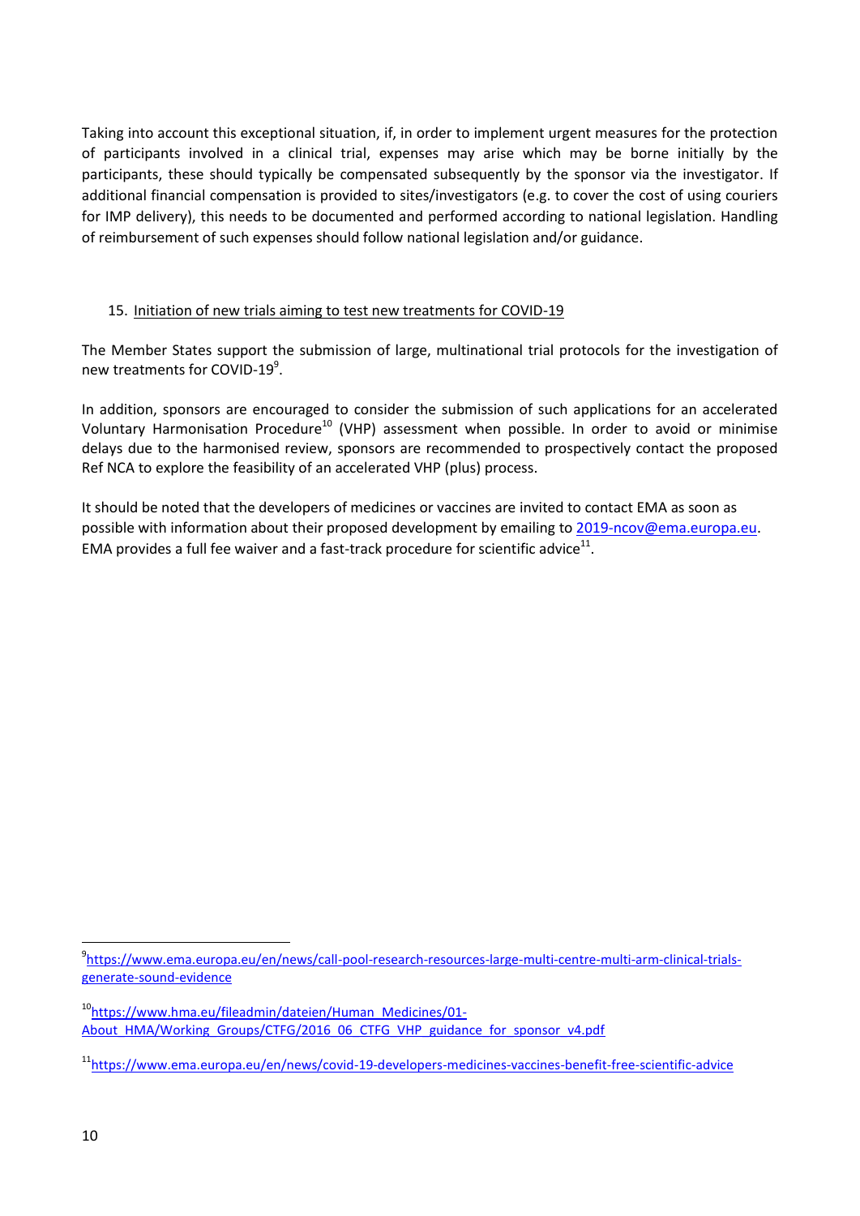Taking into account this exceptional situation, if, in order to implement urgent measures for the protection of participants involved in a clinical trial, expenses may arise which may be borne initially by the participants, these should typically be compensated subsequently by the sponsor via the investigator. If additional financial compensation is provided to sites/investigators (e.g. to cover the cost of using couriers for IMP delivery), this needs to be documented and performed according to national legislation. Handling of reimbursement of such expenses should follow national legislation and/or guidance.

## 15. Initiation of new trials aiming to test new treatments for COVID-19

The Member States support the submission of large, multinational trial protocols for the investigation of new treatments for COVID-19[9].

In addition, sponsors are encouraged to consider the submission of such applications for an accelerated Voluntary Harmonisation Procedure[10] (VHP) assessment when possible. In order to avoid or minimise delays due to the harmonised review, sponsors are recommended to prospectively contact the proposed Ref NCA to explore the feasibility of an accelerated VHP (plus) process.

It should be noted that the developers of medicines or vaccines are invited to contact EMA as soon as possible with information about their proposed development by emailing to 2019-ncov@ema.europa.eu. EMA provides a full fee waiver and a fast-track procedure for scientific advice[11].

---

[9] https://www.ema.europa.eu/en/news/call-pool-research-resources-large-multi-centre-multi-arm-clinical-trials-generate-sound-evidence

[10] https://www.hma.eu/fileadmin/dateien/Human_Medicines/01-About_HMA/Working_Groups/CTFG/2016_06_CTFG_VHP_guidance_for_sponsor_v4.pdf

[11] https://www.ema.europa.eu/en/news/covid-19-developers-medicines-vaccines-benefit-free-scientific-advice